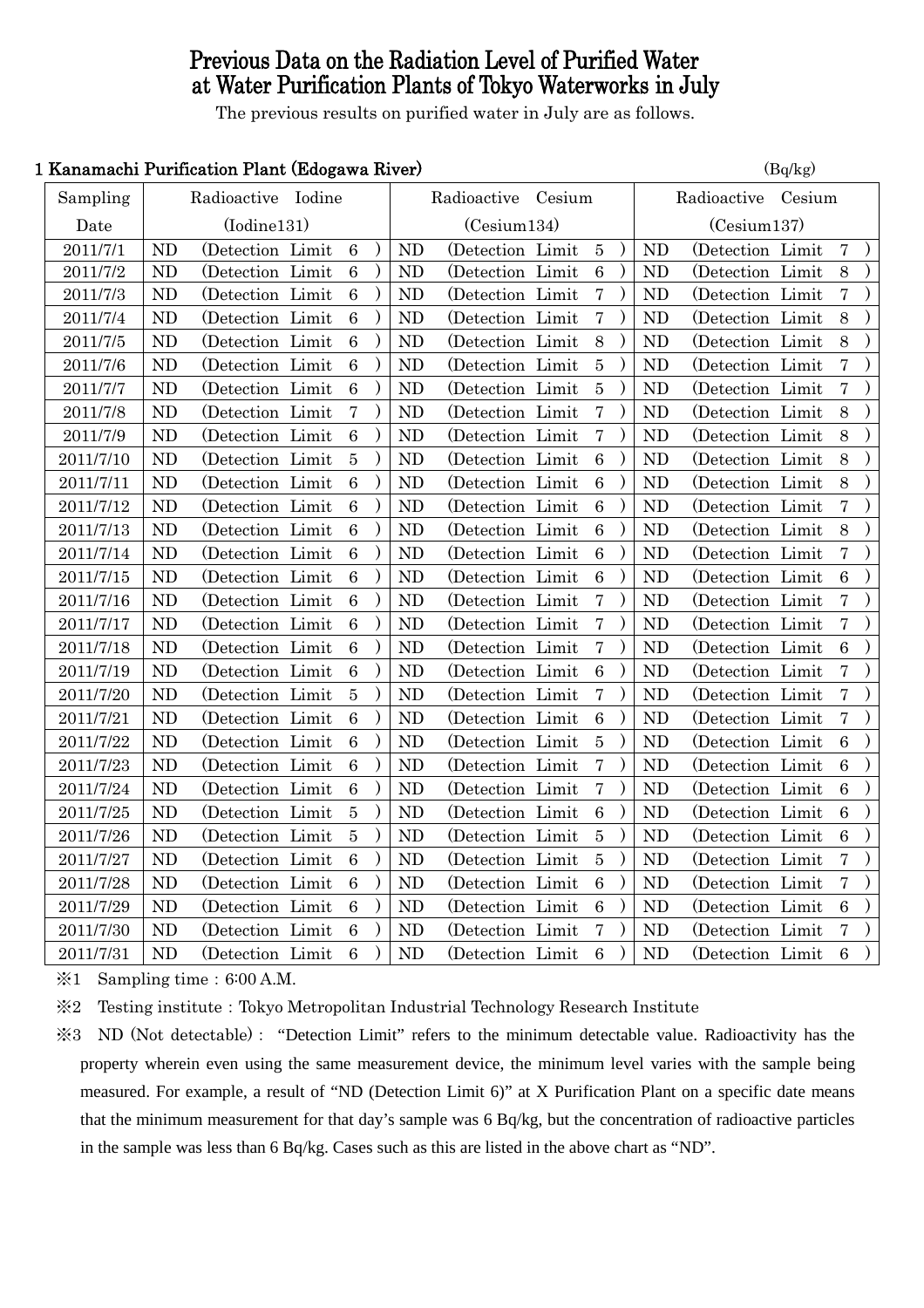# Previous Data on the Radiation Level of Purified Water at Water Purification Plants of Tokyo Waterworks in July

The previous results on purified water in July are as follows.

## 1 Kanamachi Purification Plant (Edogawa River)

(Bq/kg)

| Sampling Date | Radioactive Iodine (Iodine131) | Radioactive Cesium (Cesium134) | Radioactive Cesium (Cesium137) |
|---|---|---|---|
| 2011/7/1 | ND (Detection Limit 6 ) | ND (Detection Limit 5 ) | ND (Detection Limit 7 ) |
| 2011/7/2 | ND (Detection Limit 6 ) | ND (Detection Limit 6 ) | ND (Detection Limit 8 ) |
| 2011/7/3 | ND (Detection Limit 6 ) | ND (Detection Limit 7 ) | ND (Detection Limit 7 ) |
| 2011/7/4 | ND (Detection Limit 6 ) | ND (Detection Limit 7 ) | ND (Detection Limit 8 ) |
| 2011/7/5 | ND (Detection Limit 6 ) | ND (Detection Limit 8 ) | ND (Detection Limit 8 ) |
| 2011/7/6 | ND (Detection Limit 6 ) | ND (Detection Limit 5 ) | ND (Detection Limit 7 ) |
| 2011/7/7 | ND (Detection Limit 6 ) | ND (Detection Limit 5 ) | ND (Detection Limit 7 ) |
| 2011/7/8 | ND (Detection Limit 7 ) | ND (Detection Limit 7 ) | ND (Detection Limit 8 ) |
| 2011/7/9 | ND (Detection Limit 6 ) | ND (Detection Limit 7 ) | ND (Detection Limit 8 ) |
| 2011/7/10 | ND (Detection Limit 5 ) | ND (Detection Limit 6 ) | ND (Detection Limit 8 ) |
| 2011/7/11 | ND (Detection Limit 6 ) | ND (Detection Limit 6 ) | ND (Detection Limit 8 ) |
| 2011/7/12 | ND (Detection Limit 6 ) | ND (Detection Limit 6 ) | ND (Detection Limit 7 ) |
| 2011/7/13 | ND (Detection Limit 6 ) | ND (Detection Limit 6 ) | ND (Detection Limit 8 ) |
| 2011/7/14 | ND (Detection Limit 6 ) | ND (Detection Limit 6 ) | ND (Detection Limit 7 ) |
| 2011/7/15 | ND (Detection Limit 6 ) | ND (Detection Limit 6 ) | ND (Detection Limit 6 ) |
| 2011/7/16 | ND (Detection Limit 6 ) | ND (Detection Limit 7 ) | ND (Detection Limit 7 ) |
| 2011/7/17 | ND (Detection Limit 6 ) | ND (Detection Limit 7 ) | ND (Detection Limit 7 ) |
| 2011/7/18 | ND (Detection Limit 6 ) | ND (Detection Limit 7 ) | ND (Detection Limit 6 ) |
| 2011/7/19 | ND (Detection Limit 6 ) | ND (Detection Limit 6 ) | ND (Detection Limit 7 ) |
| 2011/7/20 | ND (Detection Limit 5 ) | ND (Detection Limit 7 ) | ND (Detection Limit 7 ) |
| 2011/7/21 | ND (Detection Limit 6 ) | ND (Detection Limit 6 ) | ND (Detection Limit 7 ) |
| 2011/7/22 | ND (Detection Limit 6 ) | ND (Detection Limit 5 ) | ND (Detection Limit 6 ) |
| 2011/7/23 | ND (Detection Limit 6 ) | ND (Detection Limit 7 ) | ND (Detection Limit 6 ) |
| 2011/7/24 | ND (Detection Limit 6 ) | ND (Detection Limit 7 ) | ND (Detection Limit 6 ) |
| 2011/7/25 | ND (Detection Limit 5 ) | ND (Detection Limit 6 ) | ND (Detection Limit 6 ) |
| 2011/7/26 | ND (Detection Limit 5 ) | ND (Detection Limit 5 ) | ND (Detection Limit 6 ) |
| 2011/7/27 | ND (Detection Limit 6 ) | ND (Detection Limit 5 ) | ND (Detection Limit 7 ) |
| 2011/7/28 | ND (Detection Limit 6 ) | ND (Detection Limit 6 ) | ND (Detection Limit 7 ) |
| 2011/7/29 | ND (Detection Limit 6 ) | ND (Detection Limit 6 ) | ND (Detection Limit 6 ) |
| 2011/7/30 | ND (Detection Limit 6 ) | ND (Detection Limit 7 ) | ND (Detection Limit 7 ) |
| 2011/7/31 | ND (Detection Limit 6 ) | ND (Detection Limit 6 ) | ND (Detection Limit 6 ) |

※1 Sampling time : 6:00 A.M.

※2 Testing institute : Tokyo Metropolitan Industrial Technology Research Institute

※3 ND (Not detectable) : "Detection Limit" refers to the minimum detectable value. Radioactivity has the property wherein even using the same measurement device, the minimum level varies with the sample being measured. For example, a result of "ND (Detection Limit 6)" at X Purification Plant on a specific date means that the minimum measurement for that day's sample was 6 Bq/kg, but the concentration of radioactive particles in the sample was less than 6 Bq/kg. Cases such as this are listed in the above chart as "ND".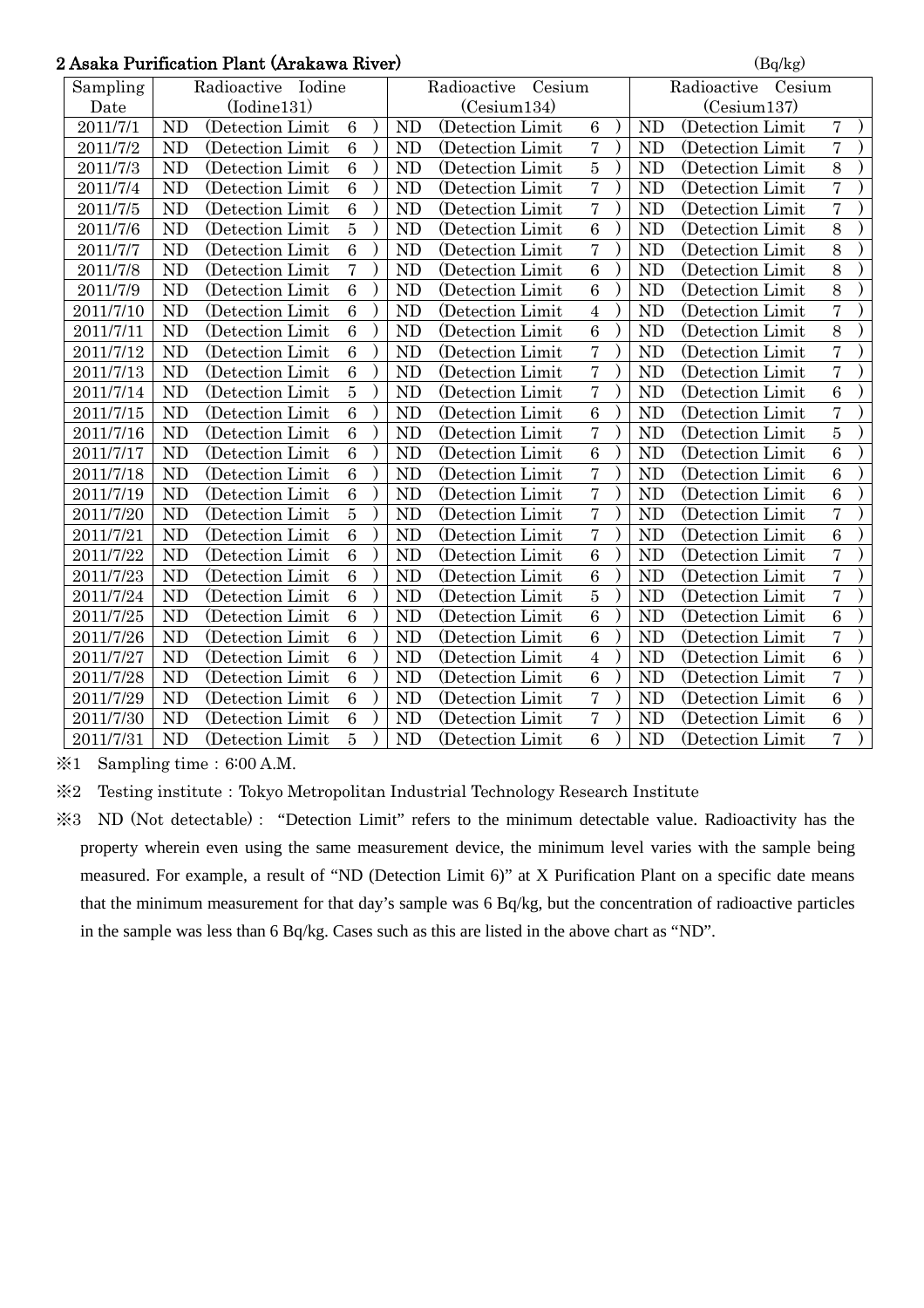## 2 Asaka Purification Plant (Arakawa River)

(Bq/kg)

| Sampling Date | Radioactive Iodine (Iodine131) | Radioactive Cesium (Cesium134) | Radioactive Cesium (Cesium137) |
|---|---|---|---|
| 2011/7/1 | ND (Detection Limit 6 ) | ND (Detection Limit 6 ) | ND (Detection Limit 7 ) |
| 2011/7/2 | ND (Detection Limit 6 ) | ND (Detection Limit 7 ) | ND (Detection Limit 7 ) |
| 2011/7/3 | ND (Detection Limit 6 ) | ND (Detection Limit 5 ) | ND (Detection Limit 8 ) |
| 2011/7/4 | ND (Detection Limit 6 ) | ND (Detection Limit 7 ) | ND (Detection Limit 7 ) |
| 2011/7/5 | ND (Detection Limit 6 ) | ND (Detection Limit 7 ) | ND (Detection Limit 7 ) |
| 2011/7/6 | ND (Detection Limit 5 ) | ND (Detection Limit 6 ) | ND (Detection Limit 8 ) |
| 2011/7/7 | ND (Detection Limit 6 ) | ND (Detection Limit 7 ) | ND (Detection Limit 8 ) |
| 2011/7/8 | ND (Detection Limit 7 ) | ND (Detection Limit 6 ) | ND (Detection Limit 8 ) |
| 2011/7/9 | ND (Detection Limit 6 ) | ND (Detection Limit 6 ) | ND (Detection Limit 8 ) |
| 2011/7/10 | ND (Detection Limit 6 ) | ND (Detection Limit 4 ) | ND (Detection Limit 7 ) |
| 2011/7/11 | ND (Detection Limit 6 ) | ND (Detection Limit 6 ) | ND (Detection Limit 8 ) |
| 2011/7/12 | ND (Detection Limit 6 ) | ND (Detection Limit 7 ) | ND (Detection Limit 7 ) |
| 2011/7/13 | ND (Detection Limit 6 ) | ND (Detection Limit 7 ) | ND (Detection Limit 7 ) |
| 2011/7/14 | ND (Detection Limit 5 ) | ND (Detection Limit 7 ) | ND (Detection Limit 6 ) |
| 2011/7/15 | ND (Detection Limit 6 ) | ND (Detection Limit 6 ) | ND (Detection Limit 7 ) |
| 2011/7/16 | ND (Detection Limit 6 ) | ND (Detection Limit 7 ) | ND (Detection Limit 5 ) |
| 2011/7/17 | ND (Detection Limit 6 ) | ND (Detection Limit 6 ) | ND (Detection Limit 6 ) |
| 2011/7/18 | ND (Detection Limit 6 ) | ND (Detection Limit 7 ) | ND (Detection Limit 6 ) |
| 2011/7/19 | ND (Detection Limit 6 ) | ND (Detection Limit 7 ) | ND (Detection Limit 6 ) |
| 2011/7/20 | ND (Detection Limit 5 ) | ND (Detection Limit 7 ) | ND (Detection Limit 7 ) |
| 2011/7/21 | ND (Detection Limit 6 ) | ND (Detection Limit 7 ) | ND (Detection Limit 6 ) |
| 2011/7/22 | ND (Detection Limit 6 ) | ND (Detection Limit 6 ) | ND (Detection Limit 7 ) |
| 2011/7/23 | ND (Detection Limit 6 ) | ND (Detection Limit 6 ) | ND (Detection Limit 7 ) |
| 2011/7/24 | ND (Detection Limit 6 ) | ND (Detection Limit 5 ) | ND (Detection Limit 7 ) |
| 2011/7/25 | ND (Detection Limit 6 ) | ND (Detection Limit 6 ) | ND (Detection Limit 6 ) |
| 2011/7/26 | ND (Detection Limit 6 ) | ND (Detection Limit 6 ) | ND (Detection Limit 7 ) |
| 2011/7/27 | ND (Detection Limit 6 ) | ND (Detection Limit 4 ) | ND (Detection Limit 6 ) |
| 2011/7/28 | ND (Detection Limit 6 ) | ND (Detection Limit 6 ) | ND (Detection Limit 7 ) |
| 2011/7/29 | ND (Detection Limit 6 ) | ND (Detection Limit 7 ) | ND (Detection Limit 6 ) |
| 2011/7/30 | ND (Detection Limit 6 ) | ND (Detection Limit 7 ) | ND (Detection Limit 6 ) |
| 2011/7/31 | ND (Detection Limit 5 ) | ND (Detection Limit 6 ) | ND (Detection Limit 7 ) |

※1 Sampling time：6:00 A.M.

※2 Testing institute：Tokyo Metropolitan Industrial Technology Research Institute

※3 ND (Not detectable)： "Detection Limit" refers to the minimum detectable value. Radioactivity has the property wherein even using the same measurement device, the minimum level varies with the sample being measured. For example, a result of "ND (Detection Limit 6)" at X Purification Plant on a specific date means that the minimum measurement for that day's sample was 6 Bq/kg, but the concentration of radioactive particles in the sample was less than 6 Bq/kg. Cases such as this are listed in the above chart as "ND".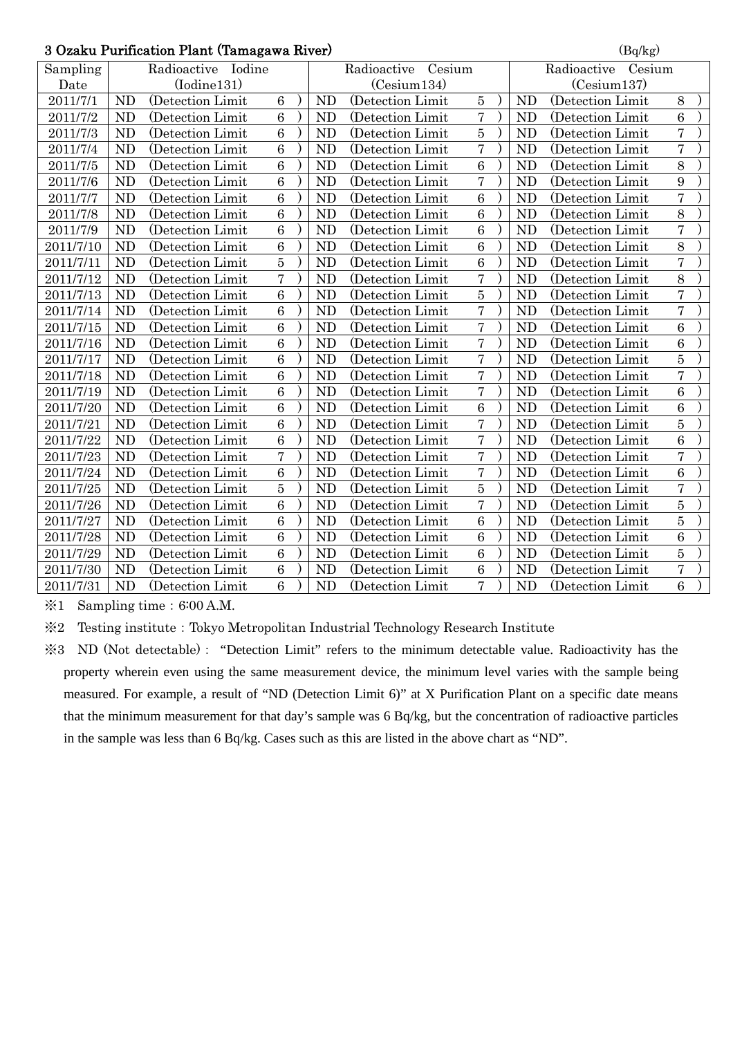### 3 Ozaku Purification Plant (Tamagawa River)

(Bq/kg)

| Sampling Date | Radioactive Iodine (Iodine131) | Radioactive Cesium (Cesium134) | Radioactive Cesium (Cesium137) |
|---|---|---|---|
| 2011/7/1 | ND (Detection Limit 6) | ND (Detection Limit 5) | ND (Detection Limit 8) |
| 2011/7/2 | ND (Detection Limit 6) | ND (Detection Limit 7) | ND (Detection Limit 6) |
| 2011/7/3 | ND (Detection Limit 6) | ND (Detection Limit 5) | ND (Detection Limit 7) |
| 2011/7/4 | ND (Detection Limit 6) | ND (Detection Limit 7) | ND (Detection Limit 7) |
| 2011/7/5 | ND (Detection Limit 6) | ND (Detection Limit 6) | ND (Detection Limit 8) |
| 2011/7/6 | ND (Detection Limit 6) | ND (Detection Limit 7) | ND (Detection Limit 9) |
| 2011/7/7 | ND (Detection Limit 6) | ND (Detection Limit 6) | ND (Detection Limit 7) |
| 2011/7/8 | ND (Detection Limit 6) | ND (Detection Limit 6) | ND (Detection Limit 8) |
| 2011/7/9 | ND (Detection Limit 6) | ND (Detection Limit 6) | ND (Detection Limit 7) |
| 2011/7/10 | ND (Detection Limit 6) | ND (Detection Limit 6) | ND (Detection Limit 8) |
| 2011/7/11 | ND (Detection Limit 5) | ND (Detection Limit 6) | ND (Detection Limit 7) |
| 2011/7/12 | ND (Detection Limit 7) | ND (Detection Limit 7) | ND (Detection Limit 8) |
| 2011/7/13 | ND (Detection Limit 6) | ND (Detection Limit 5) | ND (Detection Limit 7) |
| 2011/7/14 | ND (Detection Limit 6) | ND (Detection Limit 7) | ND (Detection Limit 7) |
| 2011/7/15 | ND (Detection Limit 6) | ND (Detection Limit 7) | ND (Detection Limit 6) |
| 2011/7/16 | ND (Detection Limit 6) | ND (Detection Limit 7) | ND (Detection Limit 6) |
| 2011/7/17 | ND (Detection Limit 6) | ND (Detection Limit 7) | ND (Detection Limit 5) |
| 2011/7/18 | ND (Detection Limit 6) | ND (Detection Limit 7) | ND (Detection Limit 7) |
| 2011/7/19 | ND (Detection Limit 6) | ND (Detection Limit 7) | ND (Detection Limit 6) |
| 2011/7/20 | ND (Detection Limit 6) | ND (Detection Limit 6) | ND (Detection Limit 6) |
| 2011/7/21 | ND (Detection Limit 6) | ND (Detection Limit 7) | ND (Detection Limit 5) |
| 2011/7/22 | ND (Detection Limit 6) | ND (Detection Limit 7) | ND (Detection Limit 6) |
| 2011/7/23 | ND (Detection Limit 7) | ND (Detection Limit 7) | ND (Detection Limit 7) |
| 2011/7/24 | ND (Detection Limit 6) | ND (Detection Limit 7) | ND (Detection Limit 6) |
| 2011/7/25 | ND (Detection Limit 5) | ND (Detection Limit 5) | ND (Detection Limit 7) |
| 2011/7/26 | ND (Detection Limit 6) | ND (Detection Limit 7) | ND (Detection Limit 5) |
| 2011/7/27 | ND (Detection Limit 6) | ND (Detection Limit 6) | ND (Detection Limit 5) |
| 2011/7/28 | ND (Detection Limit 6) | ND (Detection Limit 6) | ND (Detection Limit 6) |
| 2011/7/29 | ND (Detection Limit 6) | ND (Detection Limit 6) | ND (Detection Limit 5) |
| 2011/7/30 | ND (Detection Limit 6) | ND (Detection Limit 6) | ND (Detection Limit 7) |
| 2011/7/31 | ND (Detection Limit 6) | ND (Detection Limit 7) | ND (Detection Limit 6) |

※1 Sampling time : 6:00 A.M.

※2 Testing institute : Tokyo Metropolitan Industrial Technology Research Institute

※3 ND (Not detectable) : "Detection Limit" refers to the minimum detectable value. Radioactivity has the property wherein even using the same measurement device, the minimum level varies with the sample being measured. For example, a result of "ND (Detection Limit 6)" at X Purification Plant on a specific date means that the minimum measurement for that day's sample was 6 Bq/kg, but the concentration of radioactive particles in the sample was less than 6 Bq/kg. Cases such as this are listed in the above chart as "ND".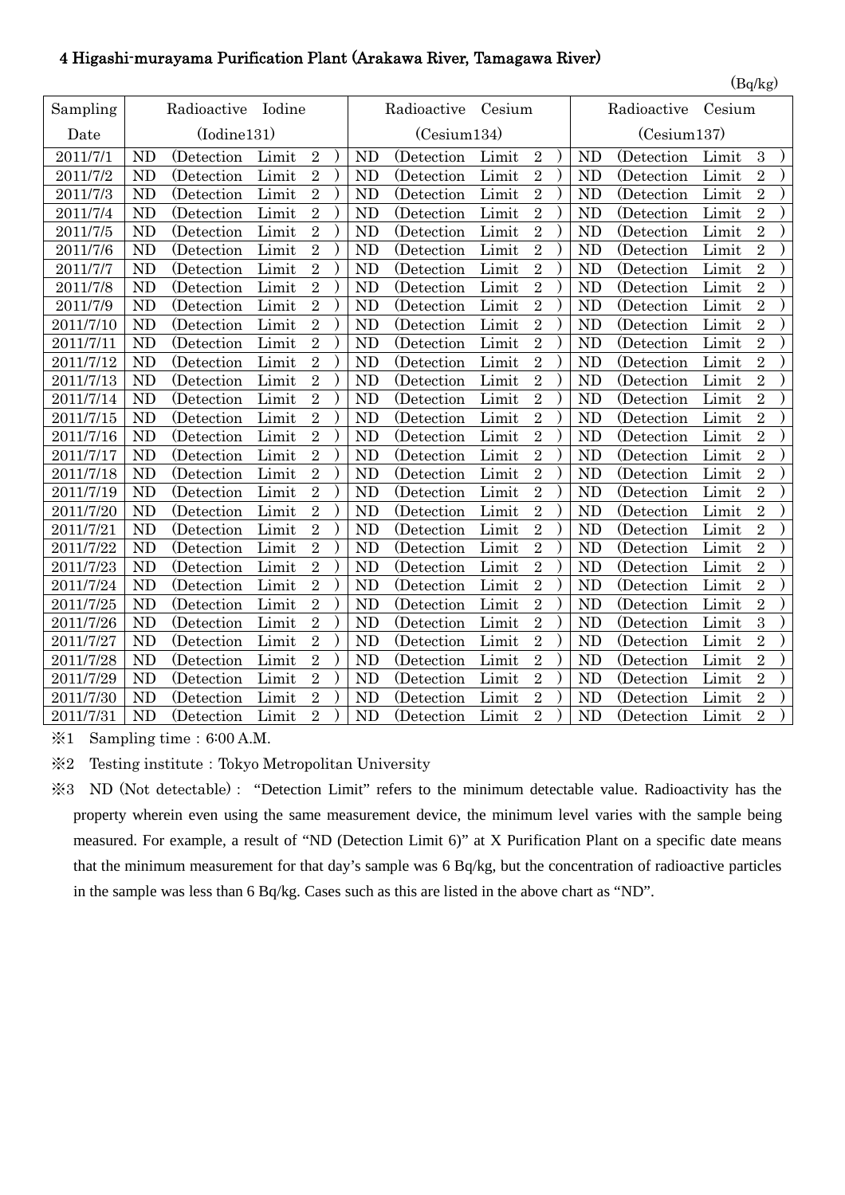### 4 Higashi-murayama Purification Plant (Arakawa River, Tamagawa River)

(Bq/kg)

| Sampling Date | Radioactive Iodine (Iodine131) | Radioactive Cesium (Cesium134) | Radioactive Cesium (Cesium137) |
|---|---|---|---|
| 2011/7/1 | ND (Detection Limit 2 ) | ND (Detection Limit 2 ) | ND (Detection Limit 3 ) |
| 2011/7/2 | ND (Detection Limit 2 ) | ND (Detection Limit 2 ) | ND (Detection Limit 2 ) |
| 2011/7/3 | ND (Detection Limit 2 ) | ND (Detection Limit 2 ) | ND (Detection Limit 2 ) |
| 2011/7/4 | ND (Detection Limit 2 ) | ND (Detection Limit 2 ) | ND (Detection Limit 2 ) |
| 2011/7/5 | ND (Detection Limit 2 ) | ND (Detection Limit 2 ) | ND (Detection Limit 2 ) |
| 2011/7/6 | ND (Detection Limit 2 ) | ND (Detection Limit 2 ) | ND (Detection Limit 2 ) |
| 2011/7/7 | ND (Detection Limit 2 ) | ND (Detection Limit 2 ) | ND (Detection Limit 2 ) |
| 2011/7/8 | ND (Detection Limit 2 ) | ND (Detection Limit 2 ) | ND (Detection Limit 2 ) |
| 2011/7/9 | ND (Detection Limit 2 ) | ND (Detection Limit 2 ) | ND (Detection Limit 2 ) |
| 2011/7/10 | ND (Detection Limit 2 ) | ND (Detection Limit 2 ) | ND (Detection Limit 2 ) |
| 2011/7/11 | ND (Detection Limit 2 ) | ND (Detection Limit 2 ) | ND (Detection Limit 2 ) |
| 2011/7/12 | ND (Detection Limit 2 ) | ND (Detection Limit 2 ) | ND (Detection Limit 2 ) |
| 2011/7/13 | ND (Detection Limit 2 ) | ND (Detection Limit 2 ) | ND (Detection Limit 2 ) |
| 2011/7/14 | ND (Detection Limit 2 ) | ND (Detection Limit 2 ) | ND (Detection Limit 2 ) |
| 2011/7/15 | ND (Detection Limit 2 ) | ND (Detection Limit 2 ) | ND (Detection Limit 2 ) |
| 2011/7/16 | ND (Detection Limit 2 ) | ND (Detection Limit 2 ) | ND (Detection Limit 2 ) |
| 2011/7/17 | ND (Detection Limit 2 ) | ND (Detection Limit 2 ) | ND (Detection Limit 2 ) |
| 2011/7/18 | ND (Detection Limit 2 ) | ND (Detection Limit 2 ) | ND (Detection Limit 2 ) |
| 2011/7/19 | ND (Detection Limit 2 ) | ND (Detection Limit 2 ) | ND (Detection Limit 2 ) |
| 2011/7/20 | ND (Detection Limit 2 ) | ND (Detection Limit 2 ) | ND (Detection Limit 2 ) |
| 2011/7/21 | ND (Detection Limit 2 ) | ND (Detection Limit 2 ) | ND (Detection Limit 2 ) |
| 2011/7/22 | ND (Detection Limit 2 ) | ND (Detection Limit 2 ) | ND (Detection Limit 2 ) |
| 2011/7/23 | ND (Detection Limit 2 ) | ND (Detection Limit 2 ) | ND (Detection Limit 2 ) |
| 2011/7/24 | ND (Detection Limit 2 ) | ND (Detection Limit 2 ) | ND (Detection Limit 2 ) |
| 2011/7/25 | ND (Detection Limit 2 ) | ND (Detection Limit 2 ) | ND (Detection Limit 2 ) |
| 2011/7/26 | ND (Detection Limit 2 ) | ND (Detection Limit 2 ) | ND (Detection Limit 3 ) |
| 2011/7/27 | ND (Detection Limit 2 ) | ND (Detection Limit 2 ) | ND (Detection Limit 2 ) |
| 2011/7/28 | ND (Detection Limit 2 ) | ND (Detection Limit 2 ) | ND (Detection Limit 2 ) |
| 2011/7/29 | ND (Detection Limit 2 ) | ND (Detection Limit 2 ) | ND (Detection Limit 2 ) |
| 2011/7/30 | ND (Detection Limit 2 ) | ND (Detection Limit 2 ) | ND (Detection Limit 2 ) |
| 2011/7/31 | ND (Detection Limit 2 ) | ND (Detection Limit 2 ) | ND (Detection Limit 2 ) |

※1 Sampling time : 6:00 A.M.

※2 Testing institute : Tokyo Metropolitan University

※3 ND (Not detectable) : "Detection Limit" refers to the minimum detectable value. Radioactivity has the property wherein even using the same measurement device, the minimum level varies with the sample being measured. For example, a result of "ND (Detection Limit 6)" at X Purification Plant on a specific date means that the minimum measurement for that day's sample was 6 Bq/kg, but the concentration of radioactive particles in the sample was less than 6 Bq/kg. Cases such as this are listed in the above chart as "ND".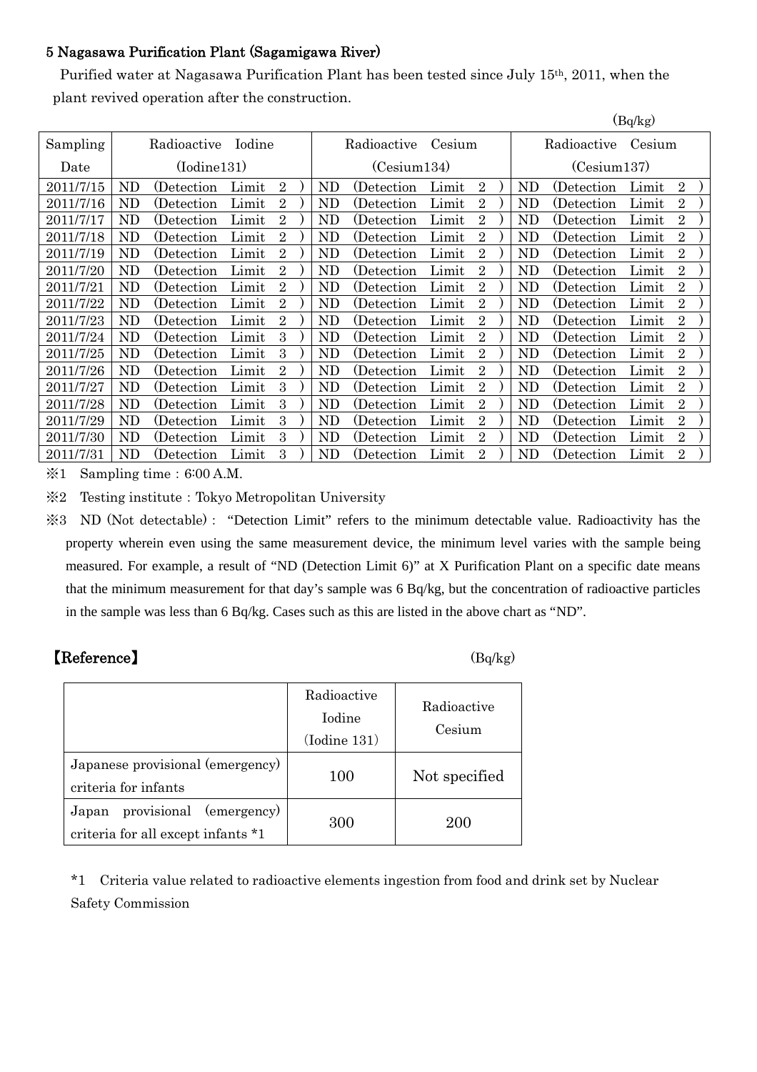### 5 Nagasawa Purification Plant (Sagamigawa River)

Purified water at Nagasawa Purification Plant has been tested since July 15th, 2011, when the plant revived operation after the construction.

(Bq/kg)

| Sampling Date | Radioactive Iodine (Iodine131) | Radioactive Cesium (Cesium134) | Radioactive Cesium (Cesium137) |
|---|---|---|---|
| 2011/7/15 | ND (Detection Limit 2 ) | ND (Detection Limit 2 ) | ND (Detection Limit 2 ) |
| 2011/7/16 | ND (Detection Limit 2 ) | ND (Detection Limit 2 ) | ND (Detection Limit 2 ) |
| 2011/7/17 | ND (Detection Limit 2 ) | ND (Detection Limit 2 ) | ND (Detection Limit 2 ) |
| 2011/7/18 | ND (Detection Limit 2 ) | ND (Detection Limit 2 ) | ND (Detection Limit 2 ) |
| 2011/7/19 | ND (Detection Limit 2 ) | ND (Detection Limit 2 ) | ND (Detection Limit 2 ) |
| 2011/7/20 | ND (Detection Limit 2 ) | ND (Detection Limit 2 ) | ND (Detection Limit 2 ) |
| 2011/7/21 | ND (Detection Limit 2 ) | ND (Detection Limit 2 ) | ND (Detection Limit 2 ) |
| 2011/7/22 | ND (Detection Limit 2 ) | ND (Detection Limit 2 ) | ND (Detection Limit 2 ) |
| 2011/7/23 | ND (Detection Limit 2 ) | ND (Detection Limit 2 ) | ND (Detection Limit 2 ) |
| 2011/7/24 | ND (Detection Limit 3 ) | ND (Detection Limit 2 ) | ND (Detection Limit 2 ) |
| 2011/7/25 | ND (Detection Limit 3 ) | ND (Detection Limit 2 ) | ND (Detection Limit 2 ) |
| 2011/7/26 | ND (Detection Limit 2 ) | ND (Detection Limit 2 ) | ND (Detection Limit 2 ) |
| 2011/7/27 | ND (Detection Limit 3 ) | ND (Detection Limit 2 ) | ND (Detection Limit 2 ) |
| 2011/7/28 | ND (Detection Limit 3 ) | ND (Detection Limit 2 ) | ND (Detection Limit 2 ) |
| 2011/7/29 | ND (Detection Limit 3 ) | ND (Detection Limit 2 ) | ND (Detection Limit 2 ) |
| 2011/7/30 | ND (Detection Limit 3 ) | ND (Detection Limit 2 ) | ND (Detection Limit 2 ) |
| 2011/7/31 | ND (Detection Limit 3 ) | ND (Detection Limit 2 ) | ND (Detection Limit 2 ) |

※1 Sampling time：6:00 A.M.

※2 Testing institute：Tokyo Metropolitan University

※3 ND (Not detectable)： "Detection Limit" refers to the minimum detectable value. Radioactivity has the property wherein even using the same measurement device, the minimum level varies with the sample being measured. For example, a result of "ND (Detection Limit 6)" at X Purification Plant on a specific date means that the minimum measurement for that day's sample was 6 Bq/kg, but the concentration of radioactive particles in the sample was less than 6 Bq/kg. Cases such as this are listed in the above chart as "ND".

### 【Reference】

(Bq/kg)

| | Radioactive Iodine (Iodine 131) | Radioactive Cesium |
|---|---|---|
| Japanese provisional (emergency) criteria for infants | 100 | Not specified |
| Japan provisional (emergency) criteria for all except infants *1 | 300 | 200 |

*1 Criteria value related to radioactive elements ingestion from food and drink set by Nuclear Safety Commission